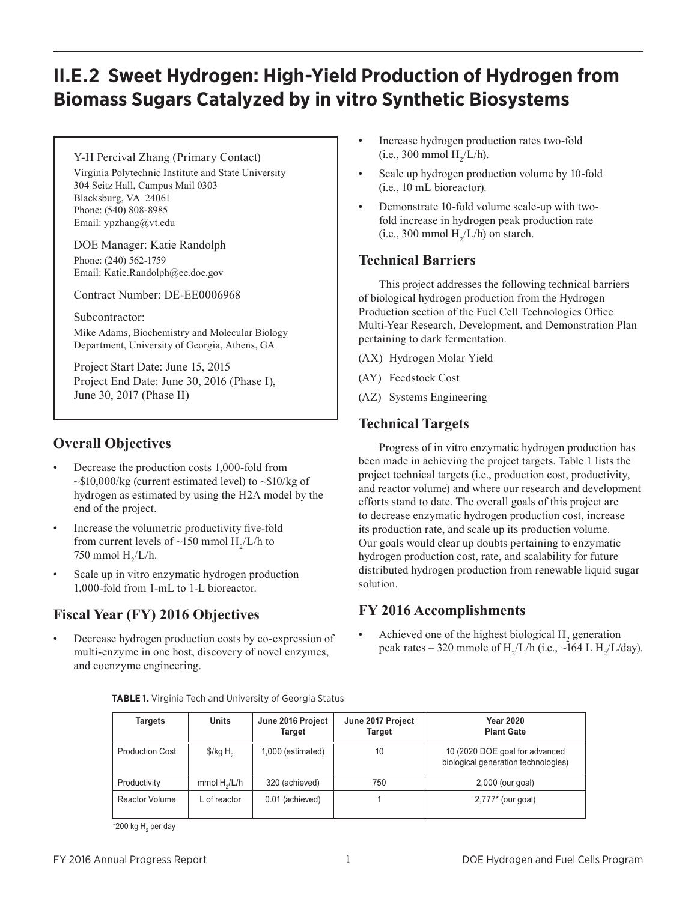# II.E.2 Sweet Hydrogen: High-Yield Production of Hydrogen from Biomass Sugars Catalyzed by in vitro Synthetic Biosystems

Y-H Percival Zhang (Primary Contact)
Virginia Polytechnic Institute and State University
304 Seitz Hall, Campus Mail 0303
Blacksburg, VA 24061
Phone: (540) 808-8985
Email: ypzhang@vt.edu

DOE Manager: Katie Randolph
Phone: (240) 562-1759
Email: Katie.Randolph@ee.doe.gov

Contract Number: DE-EE0006968

Subcontractor:
Mike Adams, Biochemistry and Molecular Biology Department, University of Georgia, Athens, GA

Project Start Date: June 15, 2015
Project End Date: June 30, 2016 (Phase I), June 30, 2017 (Phase II)

## Overall Objectives

- Decrease the production costs 1,000-fold from ~\$10,000/kg (current estimated level) to ~\$10/kg of hydrogen as estimated by using the H2A model by the end of the project.
- Increase the volumetric productivity five-fold from current levels of ~150 mmol $H_2$/L/h to 750 mmol $H_2$/L/h.
- Scale up in vitro enzymatic hydrogen production 1,000-fold from 1-mL to 1-L bioreactor.

## Fiscal Year (FY) 2016 Objectives

- Decrease hydrogen production costs by co-expression of multi-enzyme in one host, discovery of novel enzymes, and coenzyme engineering.
- Increase hydrogen production rates two-fold (i.e., 300 mmol $H_2$/L/h).
- Scale up hydrogen production volume by 10-fold (i.e., 10 mL bioreactor).
- Demonstrate 10-fold volume scale-up with two-fold increase in hydrogen peak production rate (i.e., 300 mmol $H_2$/L/h) on starch.

## Technical Barriers

This project addresses the following technical barriers of biological hydrogen production from the Hydrogen Production section of the Fuel Cell Technologies Office Multi-Year Research, Development, and Demonstration Plan pertaining to dark fermentation.

(AX) Hydrogen Molar Yield

(AY) Feedstock Cost

(AZ) Systems Engineering

## Technical Targets

Progress of in vitro enzymatic hydrogen production has been made in achieving the project targets. Table 1 lists the project technical targets (i.e., production cost, productivity, and reactor volume) and where our research and development efforts stand to date. The overall goals of this project are to decrease enzymatic hydrogen production cost, increase its production rate, and scale up its production volume. Our goals would clear up doubts pertaining to enzymatic hydrogen production cost, rate, and scalability for future distributed hydrogen production from renewable liquid sugar solution.

## FY 2016 Accomplishments

- Achieved one of the highest biological $H_2$ generation peak rates – 320 mmole of $H_2$/L/h (i.e., ~164 L $H_2$/L/day).

**TABLE 1.** Virginia Tech and University of Georgia Status

| Targets | Units | June 2016 Project Target | June 2017 Project Target | Year 2020 Plant Gate |
|---|---|---|---|---|
| Production Cost | \$/kg $H_2$ | 1,000 (estimated) | 10 | 10 (2020 DOE goal for advanced biological generation technologies) |
| Productivity | mmol $H_2$/L/h | 320 (achieved) | 750 | 2,000 (our goal) |
| Reactor Volume | L of reactor | 0.01 (achieved) | 1 | 2,777* (our goal) |

*200 kg $H_2$ per day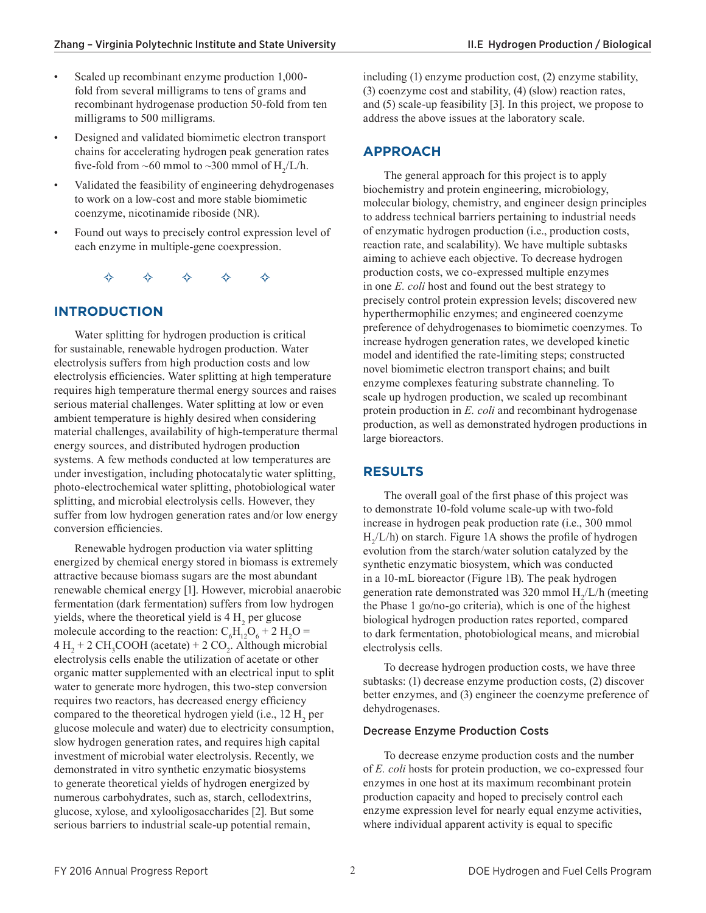- Scaled up recombinant enzyme production 1,000-fold from several milligrams to tens of grams and recombinant hydrogenase production 50-fold from ten milligrams to 500 milligrams.
- Designed and validated biomimetic electron transport chains for accelerating hydrogen peak generation rates five-fold from ~60 mmol to ~300 mmol of $H_2$/L/h.
- Validated the feasibility of engineering dehydrogenases to work on a low-cost and more stable biomimetic coenzyme, nicotinamide riboside (NR).
- Found out ways to precisely control expression level of each enzyme in multiple-gene coexpression.

✧ ✧ ✧ ✧ ✧

## INTRODUCTION

Water splitting for hydrogen production is critical for sustainable, renewable hydrogen production. Water electrolysis suffers from high production costs and low electrolysis efficiencies. Water splitting at high temperature requires high temperature thermal energy sources and raises serious material challenges. Water splitting at low or even ambient temperature is highly desired when considering material challenges, availability of high-temperature thermal energy sources, and distributed hydrogen production systems. A few methods conducted at low temperatures are under investigation, including photocatalytic water splitting, photo-electrochemical water splitting, photobiological water splitting, and microbial electrolysis cells. However, they suffer from low hydrogen generation rates and/or low energy conversion efficiencies.

Renewable hydrogen production via water splitting energized by chemical energy stored in biomass is extremely attractive because biomass sugars are the most abundant renewable chemical energy [1]. However, microbial anaerobic fermentation (dark fermentation) suffers from low hydrogen yields, where the theoretical yield is 4 $H_2$ per glucose molecule according to the reaction: $C_6H_{12}O_6 + 2\ H_2O = 4\ H_2 + 2\ CH_3COOH$ (acetate) $+ 2\ CO_2$. Although microbial electrolysis cells enable the utilization of acetate or other organic matter supplemented with an electrical input to split water to generate more hydrogen, this two-step conversion requires two reactors, has decreased energy efficiency compared to the theoretical hydrogen yield (i.e., 12 $H_2$ per glucose molecule and water) due to electricity consumption, slow hydrogen generation rates, and requires high capital investment of microbial water electrolysis. Recently, we demonstrated in vitro synthetic enzymatic biosystems to generate theoretical yields of hydrogen energized by numerous carbohydrates, such as, starch, cellodextrins, glucose, xylose, and xylooligosaccharides [2]. But some serious barriers to industrial scale-up potential remain, including (1) enzyme production cost, (2) enzyme stability, (3) coenzyme cost and stability, (4) (slow) reaction rates, and (5) scale-up feasibility [3]. In this project, we propose to address the above issues at the laboratory scale.

## APPROACH

The general approach for this project is to apply biochemistry and protein engineering, microbiology, molecular biology, chemistry, and engineer design principles to address technical barriers pertaining to industrial needs of enzymatic hydrogen production (i.e., production costs, reaction rate, and scalability). We have multiple subtasks aiming to achieve each objective. To decrease hydrogen production costs, we co-expressed multiple enzymes in one *E. coli* host and found out the best strategy to precisely control protein expression levels; discovered new hyperthermophilic enzymes; and engineered coenzyme preference of dehydrogenases to biomimetic coenzymes. To increase hydrogen generation rates, we developed kinetic model and identified the rate-limiting steps; constructed novel biomimetic electron transport chains; and built enzyme complexes featuring substrate channeling. To scale up hydrogen production, we scaled up recombinant protein production in *E. coli* and recombinant hydrogenase production, as well as demonstrated hydrogen productions in large bioreactors.

## RESULTS

The overall goal of the first phase of this project was to demonstrate 10-fold volume scale-up with two-fold increase in hydrogen peak production rate (i.e., 300 mmol $H_2$/L/h) on starch. Figure 1A shows the profile of hydrogen evolution from the starch/water solution catalyzed by the synthetic enzymatic biosystem, which was conducted in a 10-mL bioreactor (Figure 1B). The peak hydrogen generation rate demonstrated was 320 mmol $H_2$/L/h (meeting the Phase 1 go/no-go criteria), which is one of the highest biological hydrogen production rates reported, compared to dark fermentation, photobiological means, and microbial electrolysis cells.

To decrease hydrogen production costs, we have three subtasks: (1) decrease enzyme production costs, (2) discover better enzymes, and (3) engineer the coenzyme preference of dehydrogenases.

### Decrease Enzyme Production Costs

To decrease enzyme production costs and the number of *E. coli* hosts for protein production, we co-expressed four enzymes in one host at its maximum recombinant protein production capacity and hoped to precisely control each enzyme expression level for nearly equal enzyme activities, where individual apparent activity is equal to specific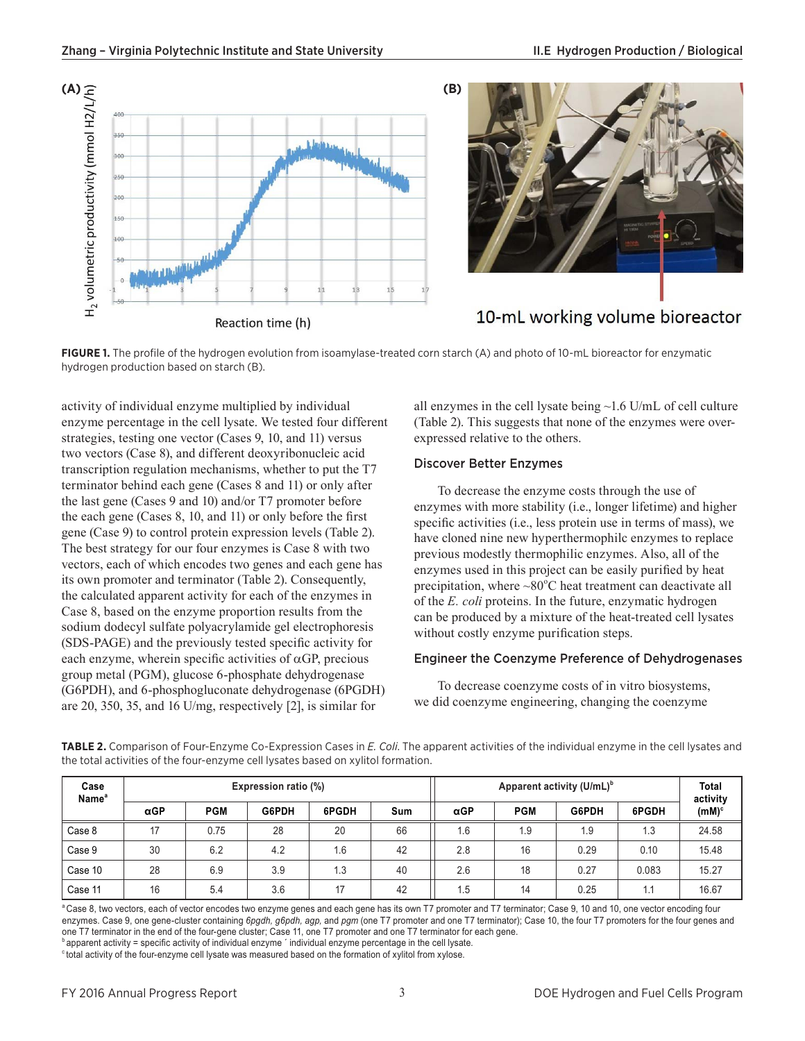FIGURE 1. The profile of the hydrogen evolution from isoamylase-treated corn starch (A) and photo of 10-mL bioreactor for enzymatic hydrogen production based on starch (B).

activity of individual enzyme multiplied by individual enzyme percentage in the cell lysate. We tested four different strategies, testing one vector (Cases 9, 10, and 11) versus two vectors (Case 8), and different deoxyribonucleic acid transcription regulation mechanisms, whether to put the T7 terminator behind each gene (Cases 8 and 11) or only after the last gene (Cases 9 and 10) and/or T7 promoter before the each gene (Cases 8, 10, and 11) or only before the first gene (Case 9) to control protein expression levels (Table 2). The best strategy for our four enzymes is Case 8 with two vectors, each of which encodes two genes and each gene has its own promoter and terminator (Table 2). Consequently, the calculated apparent activity for each of the enzymes in Case 8, based on the enzyme proportion results from the sodium dodecyl sulfate polyacrylamide gel electrophoresis (SDS-PAGE) and the previously tested specific activity for each enzyme, wherein specific activities of αGP, precious group metal (PGM), glucose 6-phosphate dehydrogenase (G6PDH), and 6-phosphogluconate dehydrogenase (6PGDH) are 20, 350, 35, and 16 U/mg, respectively [2], is similar for all enzymes in the cell lysate being ~1.6 U/mL of cell culture (Table 2). This suggests that none of the enzymes were over-expressed relative to the others.

## Discover Better Enzymes

To decrease the enzyme costs through the use of enzymes with more stability (i.e., longer lifetime) and higher specific activities (i.e., less protein use in terms of mass), we have cloned nine new hyperthermophilic enzymes to replace previous modestly thermophilic enzymes. Also, all of the enzymes used in this project can be easily purified by heat precipitation, where ~80°C heat treatment can deactivate all of the *E. coli* proteins. In the future, enzymatic hydrogen can be produced by a mixture of the heat-treated cell lysates without costly enzyme purification steps.

## Engineer the Coenzyme Preference of Dehydrogenases

To decrease coenzyme costs of in vitro biosystems, we did coenzyme engineering, changing the coenzyme

**TABLE 2.** Comparison of Four-Enzyme Co-Expression Cases in *E. Coli*. The apparent activities of the individual enzyme in the cell lysates and the total activities of the four-enzyme cell lysates based on xylitol formation.

| Case Name[a] | Expression ratio (%) | | | | | Apparent activity (U/mL)[b] | | | | Total activity (mM)[c] |
|---|---|---|---|---|---|---|---|---|---|---|
| | αGP | PGM | G6PDH | 6PGDH | Sum | αGP | PGM | G6PDH | 6PGDH | |
| Case 8 | 17 | 0.75 | 28 | 20 | 66 | 1.6 | 1.9 | 1.9 | 1.3 | 24.58 |
| Case 9 | 30 | 6.2 | 4.2 | 1.6 | 42 | 2.8 | 16 | 0.29 | 0.10 | 15.48 |
| Case 10 | 28 | 6.9 | 3.9 | 1.3 | 40 | 2.6 | 18 | 0.27 | 0.083 | 15.27 |
| Case 11 | 16 | 5.4 | 3.6 | 17 | 42 | 1.5 | 14 | 0.25 | 1.1 | 16.67 |

[a] Case 8, two vectors, each of vector encodes two enzyme genes and each gene has its own T7 promoter and T7 terminator; Case 9, 10 and 10, one vector encoding four enzymes. Case 9, one gene-cluster containing *6pgdh, g6pdh, agp,* and *pgm* (one T7 promoter and one T7 terminator); Case 10, the four T7 promoters for the four genes and one T7 terminator in the end of the four-gene cluster; Case 11, one T7 promoter and one T7 terminator for each gene.

[b] apparent activity = specific activity of individual enzyme ´ individual enzyme percentage in the cell lysate.

[c] total activity of the four-enzyme cell lysate was measured based on the formation of xylitol from xylose.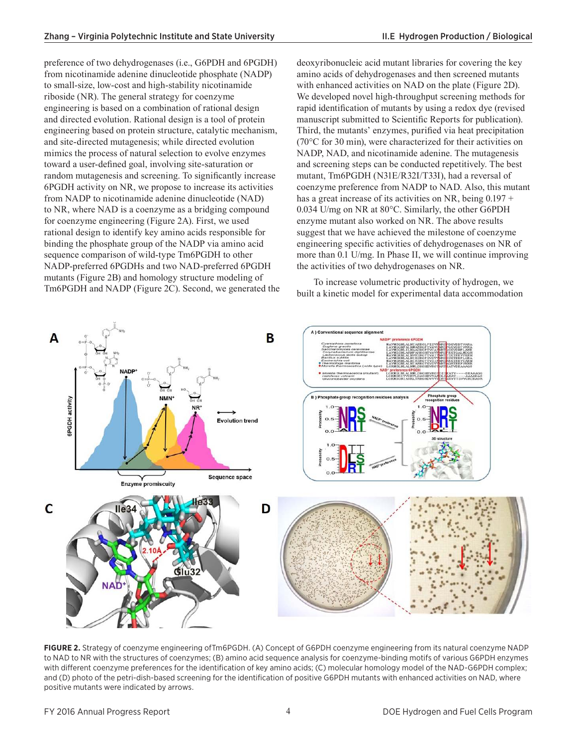preference of two dehydrogenases (i.e., G6PDH and 6PGDH) from nicotinamide adenine dinucleotide phosphate (NADP) to small-size, low-cost and high-stability nicotinamide riboside (NR). The general strategy for coenzyme engineering is based on a combination of rational design and directed evolution. Rational design is a tool of protein engineering based on protein structure, catalytic mechanism, and site-directed mutagenesis; while directed evolution mimics the process of natural selection to evolve enzymes toward a user-defined goal, involving site-saturation or random mutagenesis and screening. To significantly increase 6PGDH activity on NR, we propose to increase its activities from NADP to nicotinamide adenine dinucleotide (NAD) to NR, where NAD is a coenzyme as a bridging compound for coenzyme engineering (Figure 2A). First, we used rational design to identify key amino acids responsible for binding the phosphate group of the NADP via amino acid sequence comparison of wild-type Tm6PGDH to other NADP-preferred 6PGDHs and two NAD-preferred 6PGDH mutants (Figure 2B) and homology structure modeling of Tm6PGDH and NADP (Figure 2C). Second, we generated the deoxyribonucleic acid mutant libraries for covering the key amino acids of dehydrogenases and then screened mutants with enhanced activities on NAD on the plate (Figure 2D). We developed novel high-throughput screening methods for rapid identification of mutants by using a redox dye (revised manuscript submitted to Scientific Reports for publication). Third, the mutants' enzymes, purified via heat precipitation (70°C for 30 min), were characterized for their activities on NADP, NAD, and nicotinamide adenine. The mutagenesis and screening steps can be conducted repetitively. The best mutant, Tm6PGDH (N31E/R32I/T33I), had a reversal of coenzyme preference from NADP to NAD. Also, this mutant has a great increase of its activities on NR, being 0.197 + 0.034 U/mg on NR at 80°C. Similarly, the other G6PDH enzyme mutant also worked on NR. The above results suggest that we have achieved the milestone of coenzyme engineering specific activities of dehydrogenases on NR of more than 0.1 U/mg. In Phase II, we will continue improving the activities of two dehydrogenases on NR.

To increase volumetric productivity of hydrogen, we built a kinetic model for experimental data accommodation

**FIGURE 2.** Strategy of coenzyme engineering ofTm6PGDH. (A) Concept of G6PDH coenzyme engineering from its natural coenzyme NADP to NAD to NR with the structures of coenzymes; (B) amino acid sequence analysis for coenzyme-binding motifs of various G6PDH enzymes with different coenzyme preferences for the identification of key amino acids; (C) molecular homology model of the NAD-G6PDH complex; and (D) photo of the petri-dish-based screening for the identification of positive G6PDH mutants with enhanced activities on NAD, where positive mutants were indicated by arrows.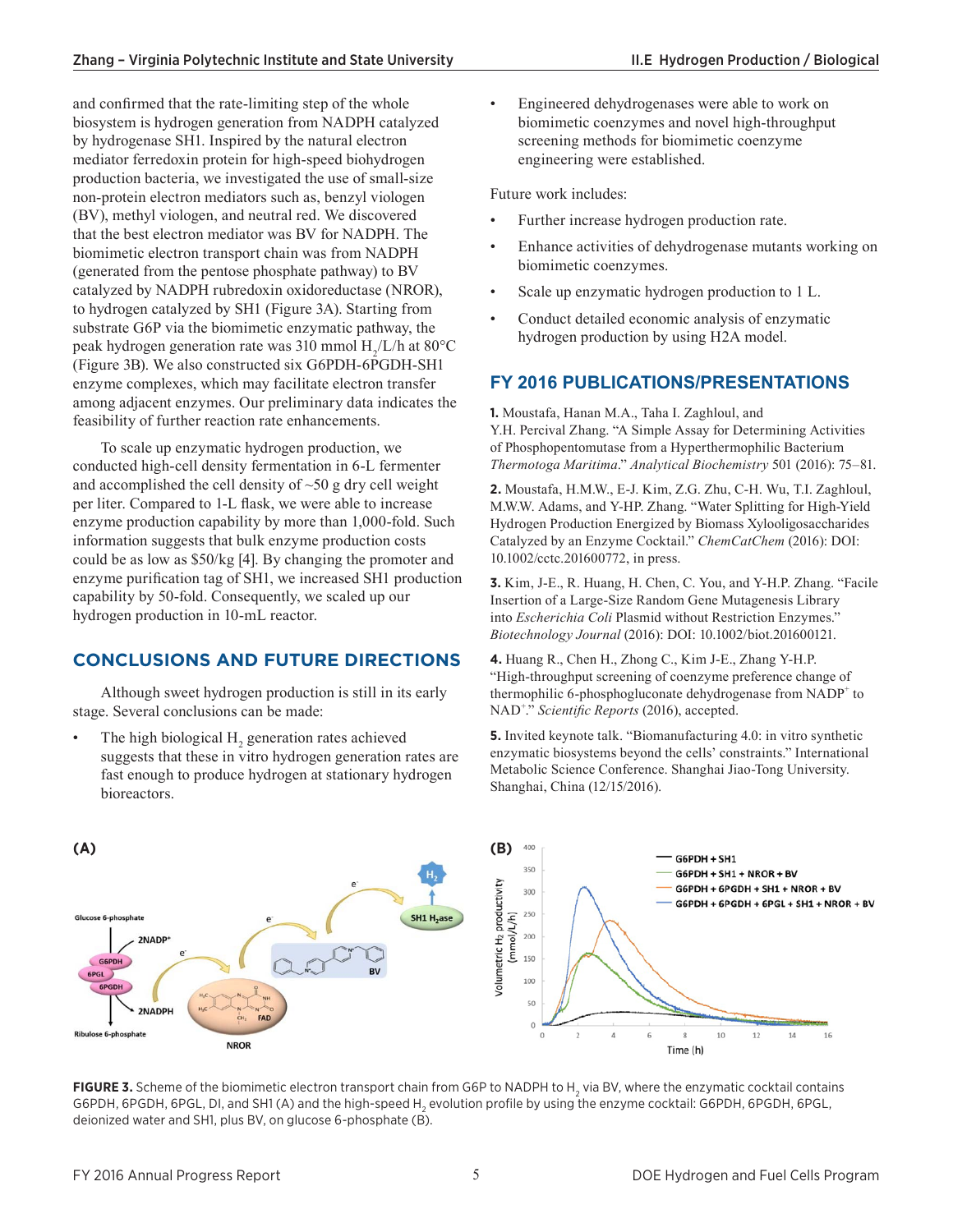and confirmed that the rate-limiting step of the whole biosystem is hydrogen generation from NADPH catalyzed by hydrogenase SH1. Inspired by the natural electron mediator ferredoxin protein for high-speed biohydrogen production bacteria, we investigated the use of small-size non-protein electron mediators such as, benzyl viologen (BV), methyl viologen, and neutral red. We discovered that the best electron mediator was BV for NADPH. The biomimetic electron transport chain was from NADPH (generated from the pentose phosphate pathway) to BV catalyzed by NADPH rubredoxin oxidoreductase (NROR), to hydrogen catalyzed by SH1 (Figure 3A). Starting from substrate G6P via the biomimetic enzymatic pathway, the peak hydrogen generation rate was 310 mmol $H_2$/L/h at 80°C (Figure 3B). We also constructed six G6PDH-6PGDH-SH1 enzyme complexes, which may facilitate electron transfer among adjacent enzymes. Our preliminary data indicates the feasibility of further reaction rate enhancements.

To scale up enzymatic hydrogen production, we conducted high-cell density fermentation in 6-L fermenter and accomplished the cell density of ~50 g dry cell weight per liter. Compared to 1-L flask, we were able to increase enzyme production capability by more than 1,000-fold. Such information suggests that bulk enzyme production costs could be as low as $50/kg [4]. By changing the promoter and enzyme purification tag of SH1, we increased SH1 production capability by 50-fold. Consequently, we scaled up our hydrogen production in 10-mL reactor.

## CONCLUSIONS AND FUTURE DIRECTIONS

Although sweet hydrogen production is still in its early stage. Several conclusions can be made:

- The high biological $H_2$ generation rates achieved suggests that these in vitro hydrogen generation rates are fast enough to produce hydrogen at stationary hydrogen bioreactors.
- Engineered dehydrogenases were able to work on biomimetic coenzymes and novel high-throughput screening methods for biomimetic coenzyme engineering were established.

Future work includes:

- Further increase hydrogen production rate.
- Enhance activities of dehydrogenase mutants working on biomimetic coenzymes.
- Scale up enzymatic hydrogen production to 1 L.
- Conduct detailed economic analysis of enzymatic hydrogen production by using H2A model.

## FY 2016 PUBLICATIONS/PRESENTATIONS

**1.** Moustafa, Hanan M.A., Taha I. Zaghloul, and Y.H. Percival Zhang. "A Simple Assay for Determining Activities of Phosphopentomutase from a Hyperthermophilic Bacterium *Thermotoga Maritima*." *Analytical Biochemistry* 501 (2016): 75–81.

**2.** Moustafa, H.M.W., E-J. Kim, Z.G. Zhu, C-H. Wu, T.I. Zaghloul, M.W.W. Adams, and Y-HP. Zhang. "Water Splitting for High-Yield Hydrogen Production Energized by Biomass Xylooligosaccharides Catalyzed by an Enzyme Cocktail." *ChemCatChem* (2016): DOI: 10.1002/cctc.201600772, in press.

**3.** Kim, J-E., R. Huang, H. Chen, C. You, and Y-H.P. Zhang. "Facile Insertion of a Large-Size Random Gene Mutagenesis Library into *Escherichia Coli* Plasmid without Restriction Enzymes." *Biotechnology Journal* (2016): DOI: 10.1002/biot.201600121.

**4.** Huang R., Chen H., Zhong C., Kim J-E., Zhang Y-H.P. "High-throughput screening of coenzyme preference change of thermophilic 6-phosphogluconate dehydrogenase from $NADP^+$ to $NAD^+$." *Scientific Reports* (2016), accepted.

**5.** Invited keynote talk. "Biomanufacturing 4.0: in vitro synthetic enzymatic biosystems beyond the cells' constraints." International Metabolic Science Conference. Shanghai Jiao-Tong University. Shanghai, China (12/15/2016).

**FIGURE 3.** Scheme of the biomimetic electron transport chain from G6P to NADPH to $H_2$ via BV, where the enzymatic cocktail contains G6PDH, 6PGDH, 6PGL, DI, and SH1 (A) and the high-speed $H_2$ evolution profile by using the enzyme cocktail: G6PDH, 6PGDH, 6PGL, deionized water and SH1, plus BV, on glucose 6-phosphate (B).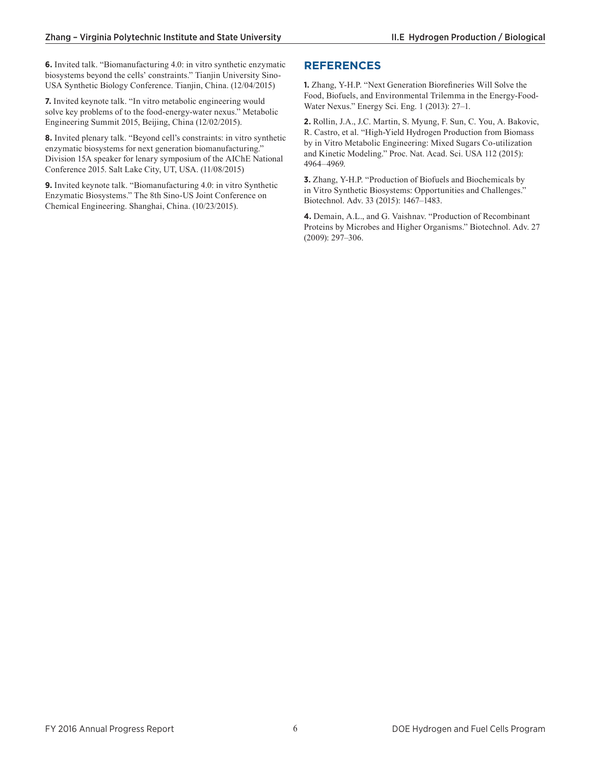**6.** Invited talk. "Biomanufacturing 4.0: in vitro synthetic enzymatic biosystems beyond the cells' constraints." Tianjin University Sino-USA Synthetic Biology Conference. Tianjin, China. (12/04/2015)

**7.** Invited keynote talk. "In vitro metabolic engineering would solve key problems of to the food-energy-water nexus." Metabolic Engineering Summit 2015, Beijing, China (12/02/2015).

**8.** Invited plenary talk. "Beyond cell's constraints: in vitro synthetic enzymatic biosystems for next generation biomanufacturing." Division 15A speaker for lenary symposium of the AIChE National Conference 2015. Salt Lake City, UT, USA. (11/08/2015)

**9.** Invited keynote talk. "Biomanufacturing 4.0: in vitro Synthetic Enzymatic Biosystems." The 8th Sino-US Joint Conference on Chemical Engineering. Shanghai, China. (10/23/2015).

## REFERENCES

**1.** Zhang, Y-H.P. "Next Generation Biorefineries Will Solve the Food, Biofuels, and Environmental Trilemma in the Energy-Food-Water Nexus." Energy Sci. Eng. 1 (2013): 27–1.

**2.** Rollin, J.A., J.C. Martin, S. Myung, F. Sun, C. You, A. Bakovic, R. Castro, et al. "High-Yield Hydrogen Production from Biomass by in Vitro Metabolic Engineering: Mixed Sugars Co-utilization and Kinetic Modeling." Proc. Nat. Acad. Sci. USA 112 (2015): 4964–4969.

**3.** Zhang, Y-H.P. "Production of Biofuels and Biochemicals by in Vitro Synthetic Biosystems: Opportunities and Challenges." Biotechnol. Adv. 33 (2015): 1467–1483.

**4.** Demain, A.L., and G. Vaishnav. "Production of Recombinant Proteins by Microbes and Higher Organisms." Biotechnol. Adv. 27 (2009): 297–306.